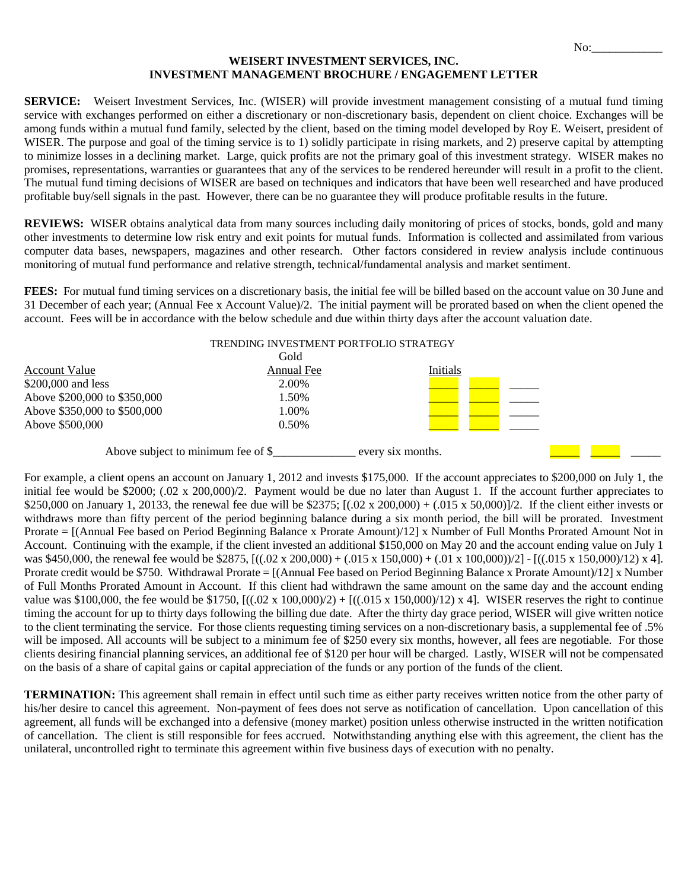No:\_\_\_\_\_\_\_\_\_\_\_\_

# WEISERT INVESTMENT SERVICES, INC.
## INVESTMENT MANAGEMENT BROCHURE / ENGAGEMENT LETTER

**SERVICE:** Weisert Investment Services, Inc. (WISER) will provide investment management consisting of a mutual fund timing service with exchanges performed on either a discretionary or non-discretionary basis, dependent on client choice. Exchanges will be among funds within a mutual fund family, selected by the client, based on the timing model developed by Roy E. Weisert, president of WISER. The purpose and goal of the timing service is to 1) solidly participate in rising markets, and 2) preserve capital by attempting to minimize losses in a declining market. Large, quick profits are not the primary goal of this investment strategy. WISER makes no promises, representations, warranties or guarantees that any of the services to be rendered hereunder will result in a profit to the client. The mutual fund timing decisions of WISER are based on techniques and indicators that have been well researched and have produced profitable buy/sell signals in the past. However, there can be no guarantee they will produce profitable results in the future.

**REVIEWS:** WISER obtains analytical data from many sources including daily monitoring of prices of stocks, bonds, gold and many other investments to determine low risk entry and exit points for mutual funds. Information is collected and assimilated from various computer data bases, newspapers, magazines and other research. Other factors considered in review analysis include continuous monitoring of mutual fund performance and relative strength, technical/fundamental analysis and market sentiment.

**FEES:** For mutual fund timing services on a discretionary basis, the initial fee will be billed based on the account value on 30 June and 31 December of each year; (Annual Fee x Account Value)/2. The initial payment will be prorated based on when the client opened the account. Fees will be in accordance with the below schedule and due within thirty days after the account valuation date.

TRENDING INVESTMENT PORTFOLIO STRATEGY

| Account Value | Gold Annual Fee | Initials | | |
|---|---|---|---|---|
| $200,000 and less | 2.00% | \_\_\_\_\_ | \_\_\_\_\_ | \_\_\_\_\_ |
| Above $200,000 to $350,000 | 1.50% | \_\_\_\_\_ | \_\_\_\_\_ | \_\_\_\_\_ |
| Above $350,000 to $500,000 | 1.00% | \_\_\_\_\_ | \_\_\_\_\_ | \_\_\_\_\_ |
| Above $500,000 | 0.50% | \_\_\_\_\_ | \_\_\_\_\_ | \_\_\_\_\_ |

Above subject to minimum fee of $\_\_\_\_\_\_\_\_\_\_\_\_\_\_ every six months. \_\_\_\_\_ \_\_\_\_\_ \_\_\_\_\_

For example, a client opens an account on January 1, 2012 and invests $175,000. If the account appreciates to $200,000 on July 1, the initial fee would be $2000; (.02 x 200,000)/2. Payment would be due no later than August 1. If the account further appreciates to $250,000 on January 1, 20133, the renewal fee due will be $2375; [(.02 x 200,000) + (.015 x 50,000)]/2. If the client either invests or withdraws more than fifty percent of the period beginning balance during a six month period, the bill will be prorated. Investment Prorate = [(Annual Fee based on Period Beginning Balance x Prorate Amount)/12] x Number of Full Months Prorated Amount Not in Account. Continuing with the example, if the client invested an additional $150,000 on May 20 and the account ending value on July 1 was $450,000, the renewal fee would be $2875, [((.02 x 200,000) + (.015 x 150,000) + (.01 x 100,000))/2] - [((.015 x 150,000)/12) x 4]. Prorate credit would be $750. Withdrawal Prorate = [(Annual Fee based on Period Beginning Balance x Prorate Amount)/12] x Number of Full Months Prorated Amount in Account. If this client had withdrawn the same amount on the same day and the account ending value was $100,000, the fee would be $1750, [((.02 x 100,000)/2) + [((.015 x 150,000)/12) x 4]. WISER reserves the right to continue timing the account for up to thirty days following the billing due date. After the thirty day grace period, WISER will give written notice to the client terminating the service. For those clients requesting timing services on a non-discretionary basis, a supplemental fee of .5% will be imposed. All accounts will be subject to a minimum fee of $250 every six months, however, all fees are negotiable. For those clients desiring financial planning services, an additional fee of $120 per hour will be charged. Lastly, WISER will not be compensated on the basis of a share of capital gains or capital appreciation of the funds or any portion of the funds of the client.

**TERMINATION:** This agreement shall remain in effect until such time as either party receives written notice from the other party of his/her desire to cancel this agreement. Non-payment of fees does not serve as notification of cancellation. Upon cancellation of this agreement, all funds will be exchanged into a defensive (money market) position unless otherwise instructed in the written notification of cancellation. The client is still responsible for fees accrued. Notwithstanding anything else with this agreement, the client has the unilateral, uncontrolled right to terminate this agreement within five business days of execution with no penalty.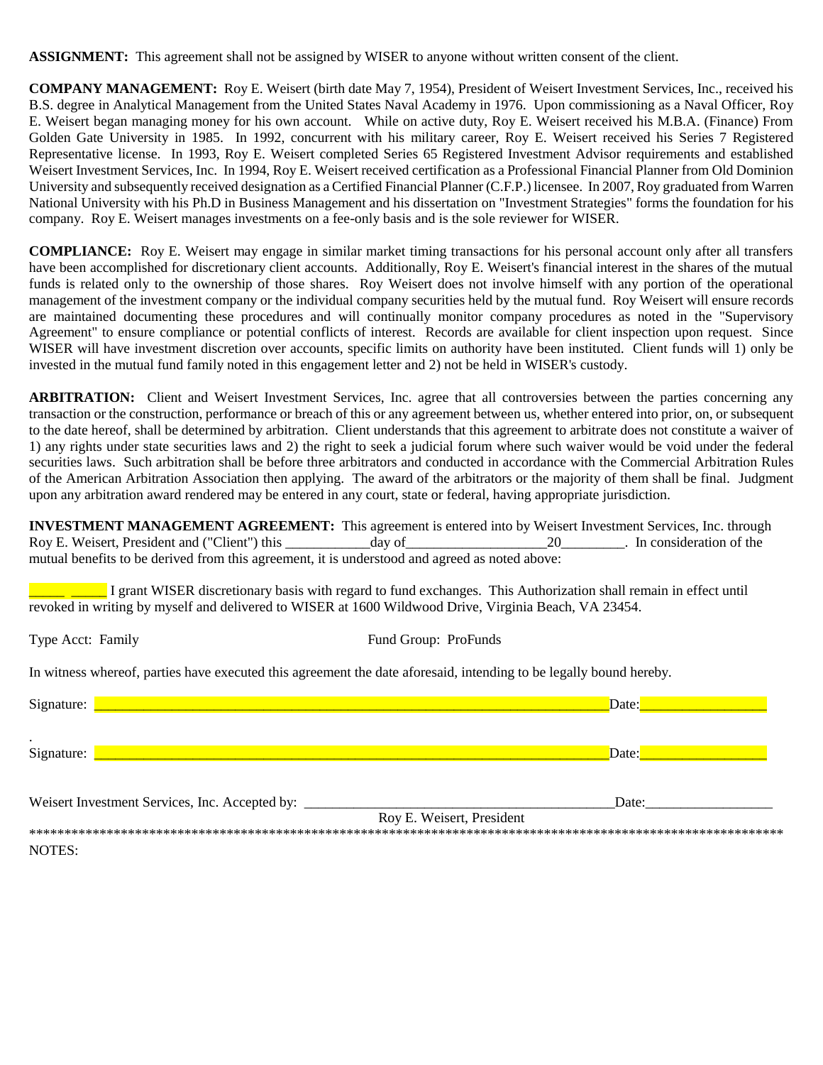**ASSIGNMENT:** This agreement shall not be assigned by WISER to anyone without written consent of the client.

**COMPANY MANAGEMENT:** Roy E. Weisert (birth date May 7, 1954), President of Weisert Investment Services, Inc., received his B.S. degree in Analytical Management from the United States Naval Academy in 1976. Upon commissioning as a Naval Officer, Roy E. Weisert began managing money for his own account. While on active duty, Roy E. Weisert received his M.B.A. (Finance) From Golden Gate University in 1985. In 1992, concurrent with his military career, Roy E. Weisert received his Series 7 Registered Representative license. In 1993, Roy E. Weisert completed Series 65 Registered Investment Advisor requirements and established Weisert Investment Services, Inc. In 1994, Roy E. Weisert received certification as a Professional Financial Planner from Old Dominion University and subsequently received designation as a Certified Financial Planner (C.F.P.) licensee. In 2007, Roy graduated from Warren National University with his Ph.D in Business Management and his dissertation on "Investment Strategies" forms the foundation for his company. Roy E. Weisert manages investments on a fee-only basis and is the sole reviewer for WISER.

**COMPLIANCE:** Roy E. Weisert may engage in similar market timing transactions for his personal account only after all transfers have been accomplished for discretionary client accounts. Additionally, Roy E. Weisert's financial interest in the shares of the mutual funds is related only to the ownership of those shares. Roy Weisert does not involve himself with any portion of the operational management of the investment company or the individual company securities held by the mutual fund. Roy Weisert will ensure records are maintained documenting these procedures and will continually monitor company procedures as noted in the "Supervisory Agreement" to ensure compliance or potential conflicts of interest. Records are available for client inspection upon request. Since WISER will have investment discretion over accounts, specific limits on authority have been instituted. Client funds will 1) only be invested in the mutual fund family noted in this engagement letter and 2) not be held in WISER's custody.

**ARBITRATION:** Client and Weisert Investment Services, Inc. agree that all controversies between the parties concerning any transaction or the construction, performance or breach of this or any agreement between us, whether entered into prior, on, or subsequent to the date hereof, shall be determined by arbitration. Client understands that this agreement to arbitrate does not constitute a waiver of 1) any rights under state securities laws and 2) the right to seek a judicial forum where such waiver would be void under the federal securities laws. Such arbitration shall be before three arbitrators and conducted in accordance with the Commercial Arbitration Rules of the American Arbitration Association then applying. The award of the arbitrators or the majority of them shall be final. Judgment upon any arbitration award rendered may be entered in any court, state or federal, having appropriate jurisdiction.

**INVESTMENT MANAGEMENT AGREEMENT:** This agreement is entered into by Weisert Investment Services, Inc. through Roy E. Weisert, President and ("Client") this ___________day of___________________20________. In consideration of the mutual benefits to be derived from this agreement, it is understood and agreed as noted above:

_____ _____ I grant WISER discretionary basis with regard to fund exchanges. This Authorization shall remain in effect until revoked in writing by myself and delivered to WISER at 1600 Wildwood Drive, Virginia Beach, VA 23454.

Type Acct: Family                                        Fund Group: ProFunds

In witness whereof, parties have executed this agreement the date aforesaid, intending to be legally bound hereby.

Signature: ________________________________________________________________Date:_________________

.
Signature: ________________________________________________________________Date:_________________

Weisert Investment Services, Inc. Accepted by: ________________________________________Date:_________________
Roy E. Weisert, President

*****************************************************************************************************

NOTES: